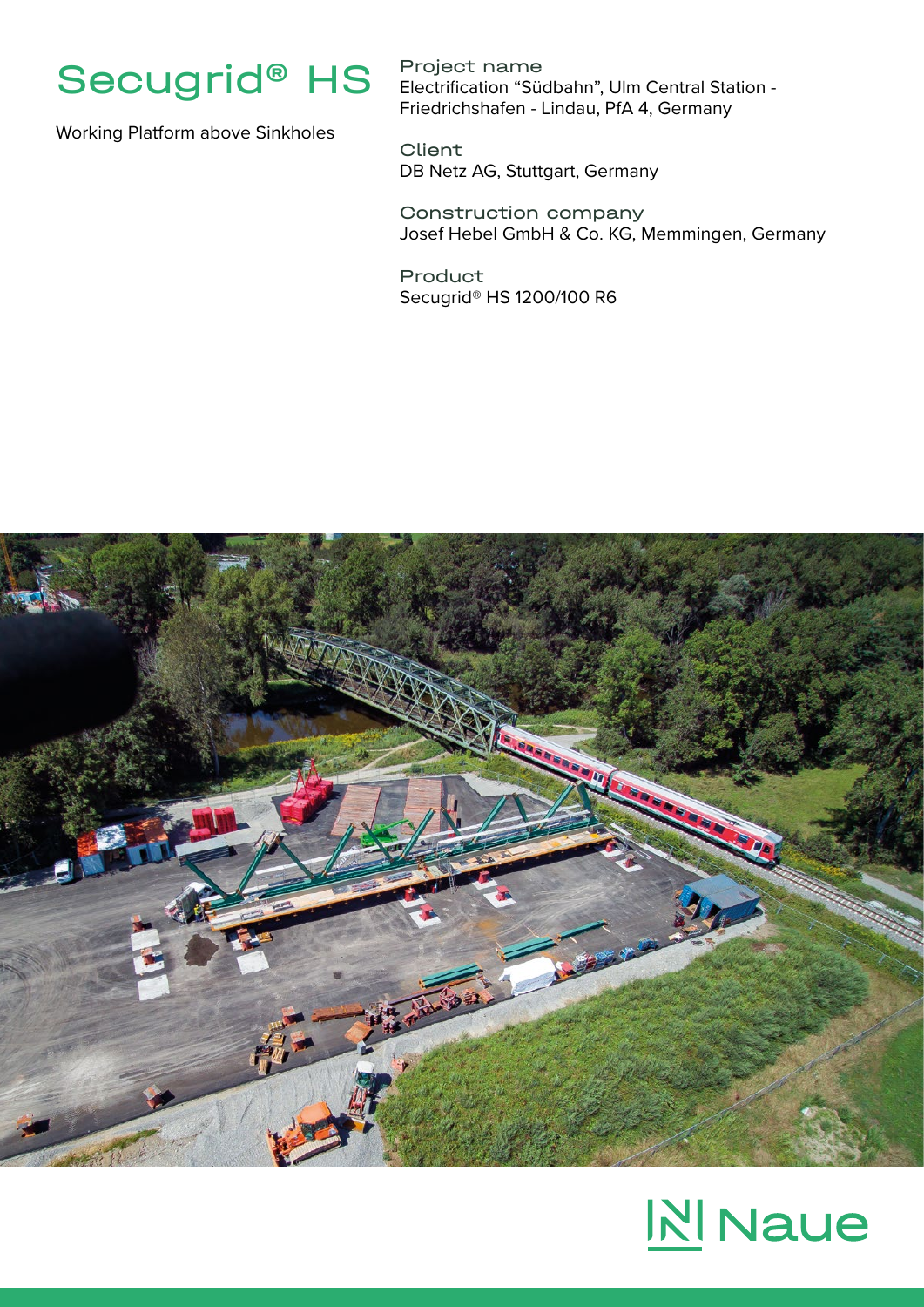# Secugrid® HS

Working Platform above Sinkholes

**Project name**
Electrification "Südbahn", Ulm Central Station - Friedrichshafen - Lindau, PfA 4, Germany

**Client**
DB Netz AG, Stuttgart, Germany

**Construction company**
Josef Hebel GmbH & Co. KG, Memmingen, Germany

**Product**
Secugrid® HS 1200/100 R6

Naue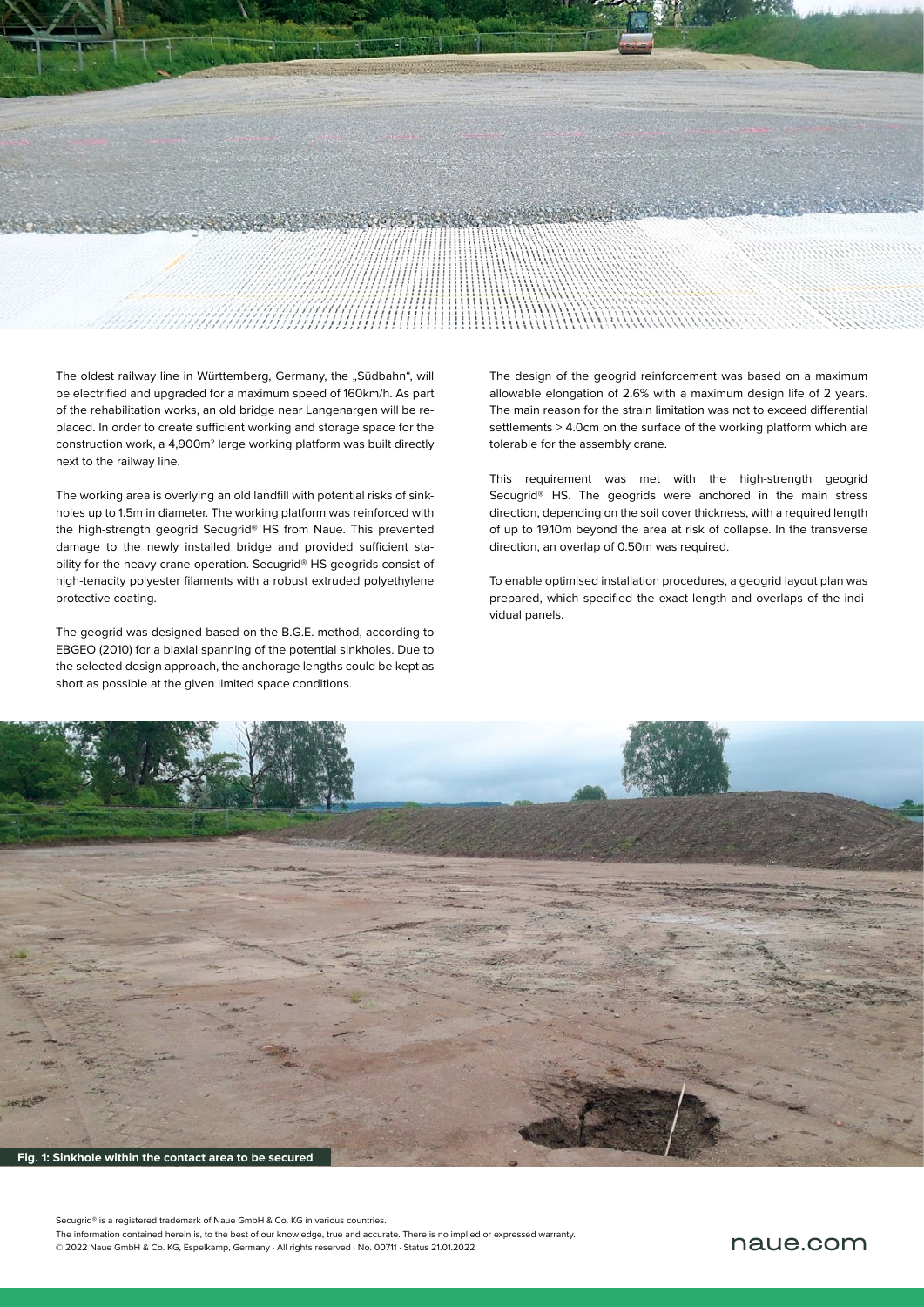The oldest railway line in Württemberg, Germany, the „Südbahn", will be electrified and upgraded for a maximum speed of 160km/h. As part of the rehabilitation works, an old bridge near Langenargen will be replaced. In order to create sufficient working and storage space for the construction work, a 4,900m² large working platform was built directly next to the railway line.

The working area is overlying an old landfill with potential risks of sinkholes up to 1.5m in diameter. The working platform was reinforced with the high-strength geogrid Secugrid® HS from Naue. This prevented damage to the newly installed bridge and provided sufficient stability for the heavy crane operation. Secugrid® HS geogrids consist of high-tenacity polyester filaments with a robust extruded polyethylene protective coating.

The geogrid was designed based on the B.G.E. method, according to EBGEO (2010) for a biaxial spanning of the potential sinkholes. Due to the selected design approach, the anchorage lengths could be kept as short as possible at the given limited space conditions.

The design of the geogrid reinforcement was based on a maximum allowable elongation of 2.6% with a maximum design life of 2 years. The main reason for the strain limitation was not to exceed differential settlements > 4.0cm on the surface of the working platform which are tolerable for the assembly crane.

This requirement was met with the high-strength geogrid Secugrid® HS. The geogrids were anchored in the main stress direction, depending on the soil cover thickness, with a required length of up to 19.10m beyond the area at risk of collapse. In the transverse direction, an overlap of 0.50m was required.

To enable optimised installation procedures, a geogrid layout plan was prepared, which specified the exact length and overlaps of the individual panels.

**Fig. 1: Sinkhole within the contact area to be secured**

Secugrid® is a registered trademark of Naue GmbH & Co. KG in various countries.
The information contained herein is, to the best of our knowledge, true and accurate. There is no implied or expressed warranty.
© 2022 Naue GmbH & Co. KG, Espelkamp, Germany · All rights reserved · No. 00711 · Status 21.01.2022

naue.com